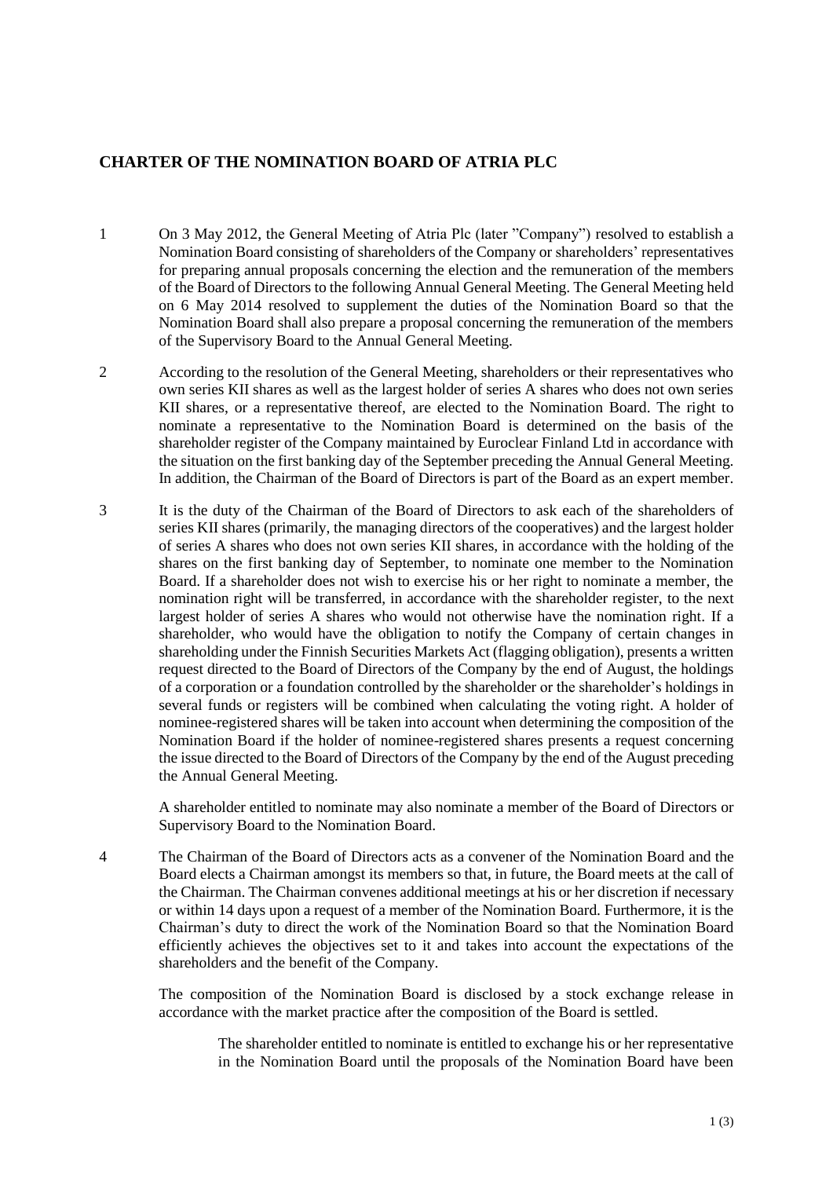## CHARTER OF THE NOMINATION BOARD OF ATRIA PLC

1 On 3 May 2012, the General Meeting of Atria Plc (later "Company") resolved to establish a Nomination Board consisting of shareholders of the Company or shareholders' representatives for preparing annual proposals concerning the election and the remuneration of the members of the Board of Directors to the following Annual General Meeting. The General Meeting held on 6 May 2014 resolved to supplement the duties of the Nomination Board so that the Nomination Board shall also prepare a proposal concerning the remuneration of the members of the Supervisory Board to the Annual General Meeting.

2 According to the resolution of the General Meeting, shareholders or their representatives who own series KII shares as well as the largest holder of series A shares who does not own series KII shares, or a representative thereof, are elected to the Nomination Board. The right to nominate a representative to the Nomination Board is determined on the basis of the shareholder register of the Company maintained by Euroclear Finland Ltd in accordance with the situation on the first banking day of the September preceding the Annual General Meeting. In addition, the Chairman of the Board of Directors is part of the Board as an expert member.

3 It is the duty of the Chairman of the Board of Directors to ask each of the shareholders of series KII shares (primarily, the managing directors of the cooperatives) and the largest holder of series A shares who does not own series KII shares, in accordance with the holding of the shares on the first banking day of September, to nominate one member to the Nomination Board. If a shareholder does not wish to exercise his or her right to nominate a member, the nomination right will be transferred, in accordance with the shareholder register, to the next largest holder of series A shares who would not otherwise have the nomination right. If a shareholder, who would have the obligation to notify the Company of certain changes in shareholding under the Finnish Securities Markets Act (flagging obligation), presents a written request directed to the Board of Directors of the Company by the end of August, the holdings of a corporation or a foundation controlled by the shareholder or the shareholder's holdings in several funds or registers will be combined when calculating the voting right. A holder of nominee-registered shares will be taken into account when determining the composition of the Nomination Board if the holder of nominee-registered shares presents a request concerning the issue directed to the Board of Directors of the Company by the end of the August preceding the Annual General Meeting.

A shareholder entitled to nominate may also nominate a member of the Board of Directors or Supervisory Board to the Nomination Board.

4 The Chairman of the Board of Directors acts as a convener of the Nomination Board and the Board elects a Chairman amongst its members so that, in future, the Board meets at the call of the Chairman. The Chairman convenes additional meetings at his or her discretion if necessary or within 14 days upon a request of a member of the Nomination Board. Furthermore, it is the Chairman's duty to direct the work of the Nomination Board so that the Nomination Board efficiently achieves the objectives set to it and takes into account the expectations of the shareholders and the benefit of the Company.

The composition of the Nomination Board is disclosed by a stock exchange release in accordance with the market practice after the composition of the Board is settled.

The shareholder entitled to nominate is entitled to exchange his or her representative in the Nomination Board until the proposals of the Nomination Board have been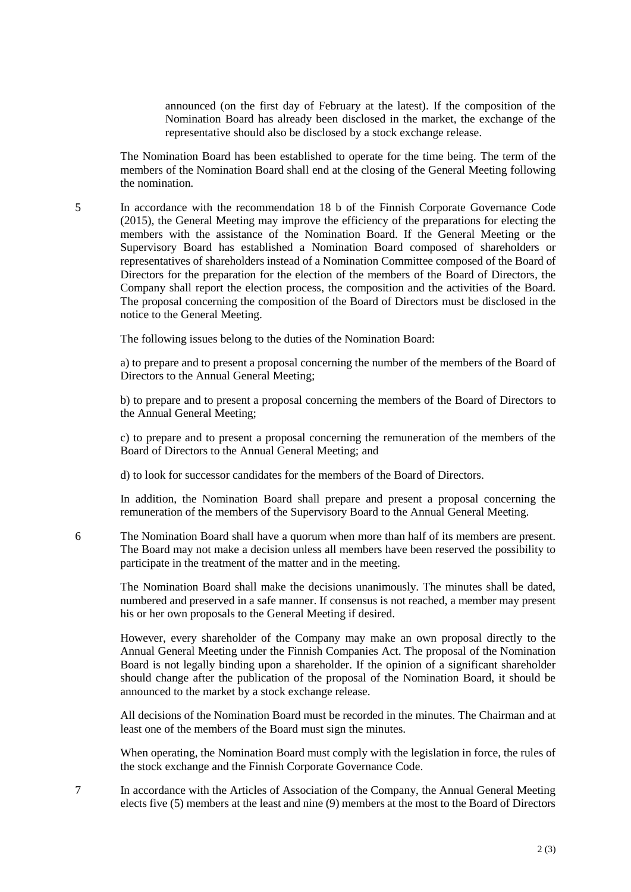announced (on the first day of February at the latest). If the composition of the Nomination Board has already been disclosed in the market, the exchange of the representative should also be disclosed by a stock exchange release.

The Nomination Board has been established to operate for the time being. The term of the members of the Nomination Board shall end at the closing of the General Meeting following the nomination.

5 In accordance with the recommendation 18 b of the Finnish Corporate Governance Code (2015), the General Meeting may improve the efficiency of the preparations for electing the members with the assistance of the Nomination Board. If the General Meeting or the Supervisory Board has established a Nomination Board composed of shareholders or representatives of shareholders instead of a Nomination Committee composed of the Board of Directors for the preparation for the election of the members of the Board of Directors, the Company shall report the election process, the composition and the activities of the Board. The proposal concerning the composition of the Board of Directors must be disclosed in the notice to the General Meeting.

The following issues belong to the duties of the Nomination Board:

a) to prepare and to present a proposal concerning the number of the members of the Board of Directors to the Annual General Meeting;

b) to prepare and to present a proposal concerning the members of the Board of Directors to the Annual General Meeting;

c) to prepare and to present a proposal concerning the remuneration of the members of the Board of Directors to the Annual General Meeting; and

d) to look for successor candidates for the members of the Board of Directors.

In addition, the Nomination Board shall prepare and present a proposal concerning the remuneration of the members of the Supervisory Board to the Annual General Meeting.

6 The Nomination Board shall have a quorum when more than half of its members are present. The Board may not make a decision unless all members have been reserved the possibility to participate in the treatment of the matter and in the meeting.

The Nomination Board shall make the decisions unanimously. The minutes shall be dated, numbered and preserved in a safe manner. If consensus is not reached, a member may present his or her own proposals to the General Meeting if desired.

However, every shareholder of the Company may make an own proposal directly to the Annual General Meeting under the Finnish Companies Act. The proposal of the Nomination Board is not legally binding upon a shareholder. If the opinion of a significant shareholder should change after the publication of the proposal of the Nomination Board, it should be announced to the market by a stock exchange release.

All decisions of the Nomination Board must be recorded in the minutes. The Chairman and at least one of the members of the Board must sign the minutes.

When operating, the Nomination Board must comply with the legislation in force, the rules of the stock exchange and the Finnish Corporate Governance Code.

7 In accordance with the Articles of Association of the Company, the Annual General Meeting elects five (5) members at the least and nine (9) members at the most to the Board of Directors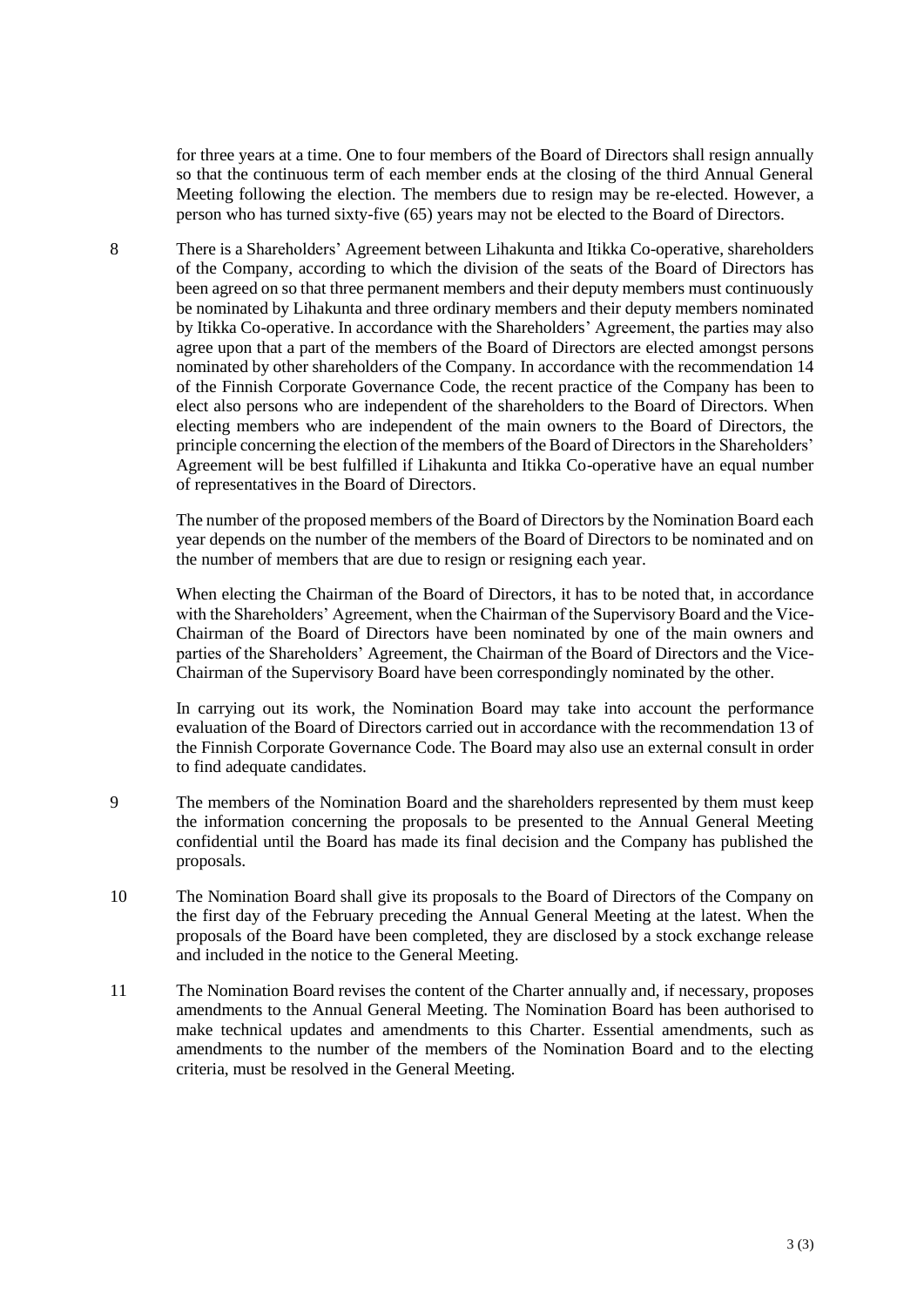for three years at a time. One to four members of the Board of Directors shall resign annually so that the continuous term of each member ends at the closing of the third Annual General Meeting following the election. The members due to resign may be re-elected. However, a person who has turned sixty-five (65) years may not be elected to the Board of Directors.

8 There is a Shareholders' Agreement between Lihakunta and Itikka Co-operative, shareholders of the Company, according to which the division of the seats of the Board of Directors has been agreed on so that three permanent members and their deputy members must continuously be nominated by Lihakunta and three ordinary members and their deputy members nominated by Itikka Co-operative. In accordance with the Shareholders' Agreement, the parties may also agree upon that a part of the members of the Board of Directors are elected amongst persons nominated by other shareholders of the Company. In accordance with the recommendation 14 of the Finnish Corporate Governance Code, the recent practice of the Company has been to elect also persons who are independent of the shareholders to the Board of Directors. When electing members who are independent of the main owners to the Board of Directors, the principle concerning the election of the members of the Board of Directors in the Shareholders' Agreement will be best fulfilled if Lihakunta and Itikka Co-operative have an equal number of representatives in the Board of Directors.

The number of the proposed members of the Board of Directors by the Nomination Board each year depends on the number of the members of the Board of Directors to be nominated and on the number of members that are due to resign or resigning each year.

When electing the Chairman of the Board of Directors, it has to be noted that, in accordance with the Shareholders' Agreement, when the Chairman of the Supervisory Board and the Vice-Chairman of the Board of Directors have been nominated by one of the main owners and parties of the Shareholders' Agreement, the Chairman of the Board of Directors and the Vice-Chairman of the Supervisory Board have been correspondingly nominated by the other.

In carrying out its work, the Nomination Board may take into account the performance evaluation of the Board of Directors carried out in accordance with the recommendation 13 of the Finnish Corporate Governance Code. The Board may also use an external consult in order to find adequate candidates.

9 The members of the Nomination Board and the shareholders represented by them must keep the information concerning the proposals to be presented to the Annual General Meeting confidential until the Board has made its final decision and the Company has published the proposals.

10 The Nomination Board shall give its proposals to the Board of Directors of the Company on the first day of the February preceding the Annual General Meeting at the latest. When the proposals of the Board have been completed, they are disclosed by a stock exchange release and included in the notice to the General Meeting.

11 The Nomination Board revises the content of the Charter annually and, if necessary, proposes amendments to the Annual General Meeting. The Nomination Board has been authorised to make technical updates and amendments to this Charter. Essential amendments, such as amendments to the number of the members of the Nomination Board and to the electing criteria, must be resolved in the General Meeting.